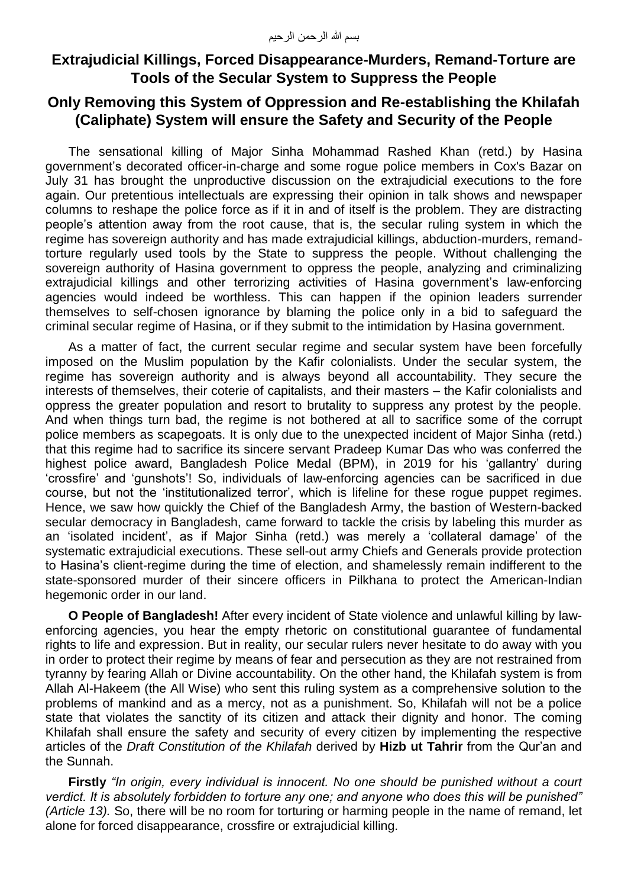بسم الله الرحمن الرحيم

## Extrajudicial Killings, Forced Disappearance-Murders, Remand-Torture are Tools of the Secular System to Suppress the People

## Only Removing this System of Oppression and Re-establishing the Khilafah (Caliphate) System will ensure the Safety and Security of the People

The sensational killing of Major Sinha Mohammad Rashed Khan (retd.) by Hasina government's decorated officer-in-charge and some rogue police members in Cox's Bazar on July 31 has brought the unproductive discussion on the extrajudicial executions to the fore again. Our pretentious intellectuals are expressing their opinion in talk shows and newspaper columns to reshape the police force as if it in and of itself is the problem. They are distracting people's attention away from the root cause, that is, the secular ruling system in which the regime has sovereign authority and has made extrajudicial killings, abduction-murders, remand-torture regularly used tools by the State to suppress the people. Without challenging the sovereign authority of Hasina government to oppress the people, analyzing and criminalizing extrajudicial killings and other terrorizing activities of Hasina government's law-enforcing agencies would indeed be worthless. This can happen if the opinion leaders surrender themselves to self-chosen ignorance by blaming the police only in a bid to safeguard the criminal secular regime of Hasina, or if they submit to the intimidation by Hasina government.

As a matter of fact, the current secular regime and secular system have been forcefully imposed on the Muslim population by the Kafir colonialists. Under the secular system, the regime has sovereign authority and is always beyond all accountability. They secure the interests of themselves, their coterie of capitalists, and their masters – the Kafir colonialists and oppress the greater population and resort to brutality to suppress any protest by the people. And when things turn bad, the regime is not bothered at all to sacrifice some of the corrupt police members as scapegoats. It is only due to the unexpected incident of Major Sinha (retd.) that this regime had to sacrifice its sincere servant Pradeep Kumar Das who was conferred the highest police award, Bangladesh Police Medal (BPM), in 2019 for his 'gallantry' during 'crossfire' and 'gunshots'! So, individuals of law-enforcing agencies can be sacrificed in due course, but not the 'institutionalized terror', which is lifeline for these rogue puppet regimes. Hence, we saw how quickly the Chief of the Bangladesh Army, the bastion of Western-backed secular democracy in Bangladesh, came forward to tackle the crisis by labeling this murder as an 'isolated incident', as if Major Sinha (retd.) was merely a 'collateral damage' of the systematic extrajudicial executions. These sell-out army Chiefs and Generals provide protection to Hasina's client-regime during the time of election, and shamelessly remain indifferent to the state-sponsored murder of their sincere officers in Pilkhana to protect the American-Indian hegemonic order in our land.

**O People of Bangladesh!** After every incident of State violence and unlawful killing by law-enforcing agencies, you hear the empty rhetoric on constitutional guarantee of fundamental rights to life and expression. But in reality, our secular rulers never hesitate to do away with you in order to protect their regime by means of fear and persecution as they are not restrained from tyranny by fearing Allah or Divine accountability. On the other hand, the Khilafah system is from Allah Al-Hakeem (the All Wise) who sent this ruling system as a comprehensive solution to the problems of mankind and as a mercy, not as a punishment. So, Khilafah will not be a police state that violates the sanctity of its citizen and attack their dignity and honor. The coming Khilafah shall ensure the safety and security of every citizen by implementing the respective articles of the *Draft Constitution of the Khilafah* derived by **Hizb ut Tahrir** from the Qur'an and the Sunnah.

**Firstly** *"In origin, every individual is innocent. No one should be punished without a court verdict. It is absolutely forbidden to torture any one; and anyone who does this will be punished" (Article 13).* So, there will be no room for torturing or harming people in the name of remand, let alone for forced disappearance, crossfire or extrajudicial killing.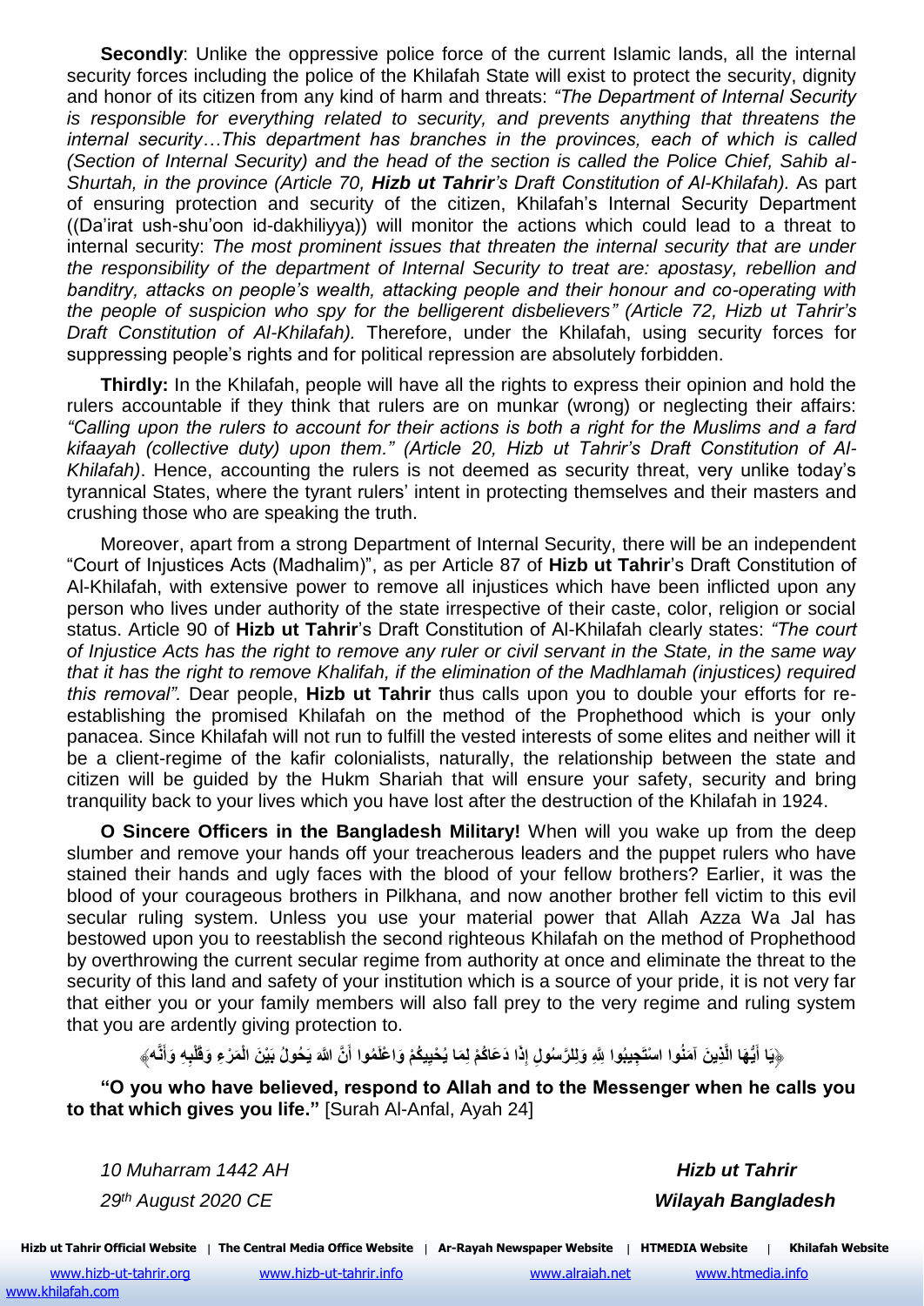**Secondly**: Unlike the oppressive police force of the current Islamic lands, all the internal security forces including the police of the Khilafah State will exist to protect the security, dignity and honor of its citizen from any kind of harm and threats: *"The Department of Internal Security is responsible for everything related to security, and prevents anything that threatens the internal security…This department has branches in the provinces, each of which is called (Section of Internal Security) and the head of the section is called the Police Chief, Sahib al-Shurtah, in the province (Article 70, **Hizb ut Tahrir**'s Draft Constitution of Al-Khilafah).* As part of ensuring protection and security of the citizen, Khilafah's Internal Security Department ((Da'irat ush-shu'oon id-dakhiliyya)) will monitor the actions which could lead to a threat to internal security: *The most prominent issues that threaten the internal security that are under the responsibility of the department of Internal Security to treat are: apostasy, rebellion and banditry, attacks on people's wealth, attacking people and their honour and co-operating with the people of suspicion who spy for the belligerent disbelievers" (Article 72, Hizb ut Tahrir's Draft Constitution of Al-Khilafah).* Therefore, under the Khilafah, using security forces for suppressing people's rights and for political repression are absolutely forbidden.

**Thirdly:** In the Khilafah, people will have all the rights to express their opinion and hold the rulers accountable if they think that rulers are on munkar (wrong) or neglecting their affairs: *"Calling upon the rulers to account for their actions is both a right for the Muslims and a fard kifaayah (collective duty) upon them." (Article 20, Hizb ut Tahrir's Draft Constitution of Al-Khilafah)*. Hence, accounting the rulers is not deemed as security threat, very unlike today's tyrannical States, where the tyrant rulers' intent in protecting themselves and their masters and crushing those who are speaking the truth.

Moreover, apart from a strong Department of Internal Security, there will be an independent "Court of Injustices Acts (Madhalim)", as per Article 87 of **Hizb ut Tahrir**'s Draft Constitution of Al-Khilafah, with extensive power to remove all injustices which have been inflicted upon any person who lives under authority of the state irrespective of their caste, color, religion or social status. Article 90 of **Hizb ut Tahrir**'s Draft Constitution of Al-Khilafah clearly states: *"The court of Injustice Acts has the right to remove any ruler or civil servant in the State, in the same way that it has the right to remove Khalifah, if the elimination of the Madhlamah (injustices) required this removal".* Dear people, **Hizb ut Tahrir** thus calls upon you to double your efforts for re-establishing the promised Khilafah on the method of the Prophethood which is your only panacea. Since Khilafah will not run to fulfill the vested interests of some elites and neither will it be a client-regime of the kafir colonialists, naturally, the relationship between the state and citizen will be guided by the Hukm Shariah that will ensure your safety, security and bring tranquility back to your lives which you have lost after the destruction of the Khilafah in 1924.

**O Sincere Officers in the Bangladesh Military!** When will you wake up from the deep slumber and remove your hands off your treacherous leaders and the puppet rulers who have stained their hands and ugly faces with the blood of your fellow brothers? Earlier, it was the blood of your courageous brothers in Pilkhana, and now another brother fell victim to this evil secular ruling system. Unless you use your material power that Allah Azza Wa Jal has bestowed upon you to reestablish the second righteous Khilafah on the method of Prophethood by overthrowing the current secular regime from authority at once and eliminate the threat to the security of this land and safety of your institution which is a source of your pride, it is not very far that either you or your family members will also fall prey to the very regime and ruling system that you are ardently giving protection to.

﴿يَا أَيُّهَا الَّذِينَ آمَنُوا اسْتَجِيبُوا لِلَّهِ وَلِلرَّسُولِ إِذَا دَعَاكُمْ لِمَا يُحْيِيكُمْ وَاعْلَمُوا أَنَّ اللَّهَ يَحُولُ بَيْنَ الْمَرْءِ وَقَلْبِهِ وَأَنَّه﴾

**"O you who have believed, respond to Allah and to the Messenger when he calls you to that which gives you life."** [Surah Al-Anfal, Ayah 24]

*10 Muharram 1442 AH* — ***Hizb ut Tahrir***

*29th August 2020 CE* — ***Wilayah Bangladesh***

**Hizb ut Tahrir Official Website** | **The Central Media Office Website** | **Ar-Rayah Newspaper Website** | **HTMEDIA Website** | **Khilafah Website**

www.hizb-ut-tahrir.org www.hizb-ut-tahrir.info www.alraiah.net www.htmedia.info www.khilafah.com